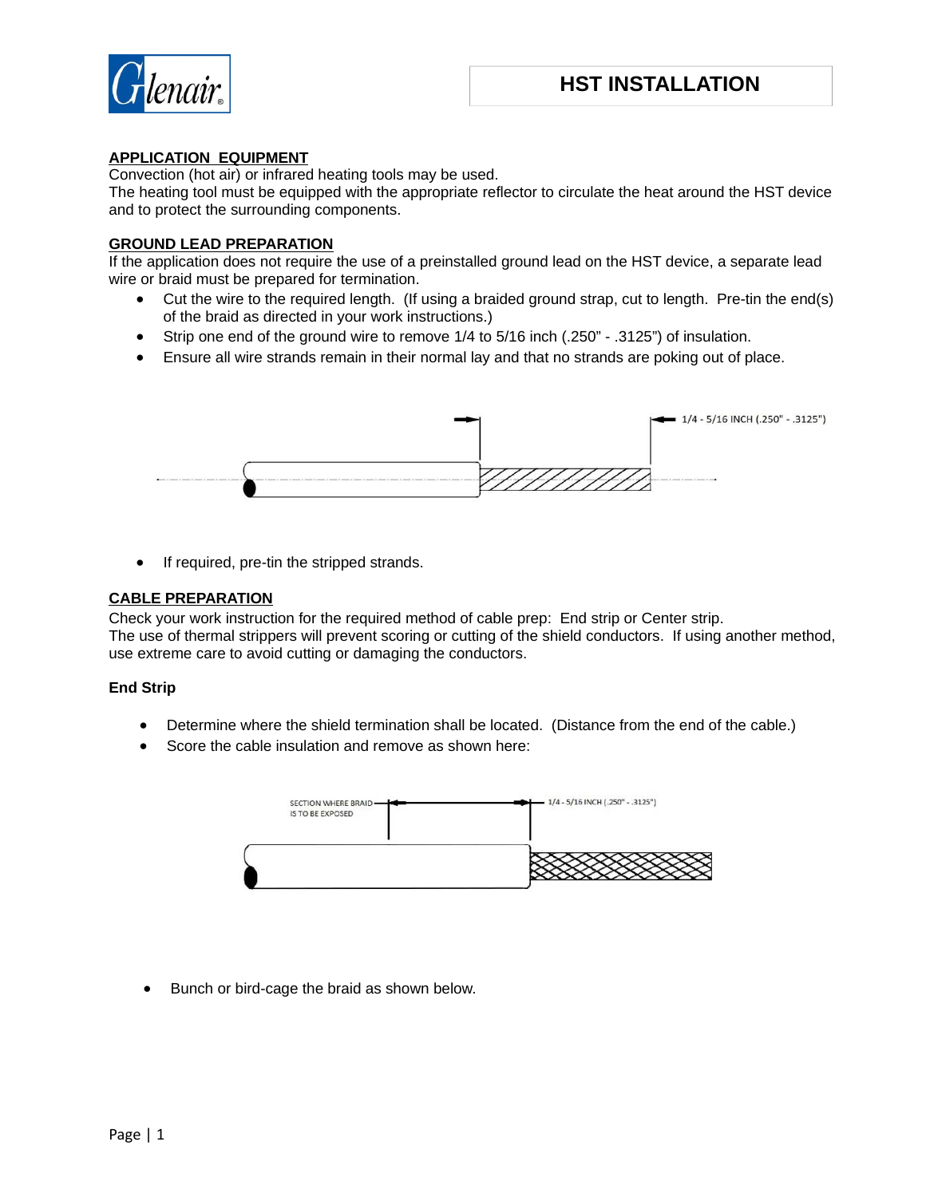# HST INSTALLATION

## APPLICATION EQUIPMENT

Convection (hot air) or infrared heating tools may be used.
The heating tool must be equipped with the appropriate reflector to circulate the heat around the HST device and to protect the surrounding components.

## GROUND LEAD PREPARATION

If the application does not require the use of a preinstalled ground lead on the HST device, a separate lead wire or braid must be prepared for termination.

- Cut the wire to the required length. (If using a braided ground strap, cut to length. Pre-tin the end(s) of the braid as directed in your work instructions.)
- Strip one end of the ground wire to remove 1/4 to 5/16 inch (.250" - .3125") of insulation.
- Ensure all wire strands remain in their normal lay and that no strands are poking out of place.

1/4 - 5/16 INCH (.250" - .3125")

- If required, pre-tin the stripped strands.

## CABLE PREPARATION

Check your work instruction for the required method of cable prep: End strip or Center strip.
The use of thermal strippers will prevent scoring or cutting of the shield conductors. If using another method, use extreme care to avoid cutting or damaging the conductors.

### End Strip

- Determine where the shield termination shall be located. (Distance from the end of the cable.)
- Score the cable insulation and remove as shown here:

SECTION WHERE BRAID IS TO BE EXPOSED

1/4 - 5/16 INCH (.250" - .3125")

- Bunch or bird-cage the braid as shown below.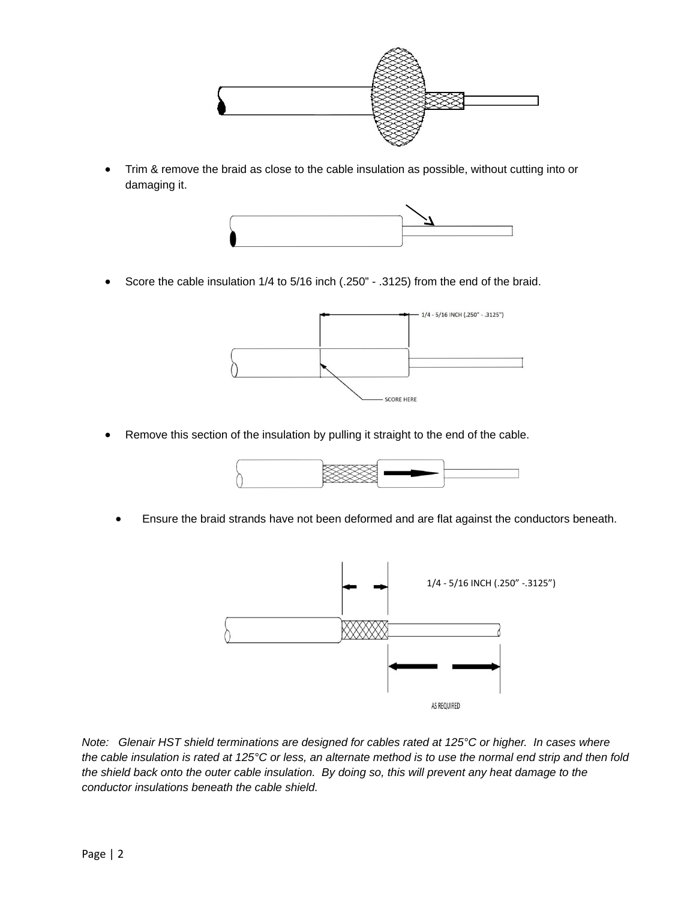- Trim & remove the braid as close to the cable insulation as possible, without cutting into or damaging it.

- Score the cable insulation 1/4 to 5/16 inch (.250" - .3125) from the end of the braid.

1/4 - 5/16 INCH (.250" - .3125")

SCORE HERE

- Remove this section of the insulation by pulling it straight to the end of the cable.

- Ensure the braid strands have not been deformed and are flat against the conductors beneath.

1/4 - 5/16 INCH (.250" -.3125")

AS REQUIRED

*Note: Glenair HST shield terminations are designed for cables rated at 125°C or higher. In cases where the cable insulation is rated at 125°C or less, an alternate method is to use the normal end strip and then fold the shield back onto the outer cable insulation. By doing so, this will prevent any heat damage to the conductor insulations beneath the cable shield.*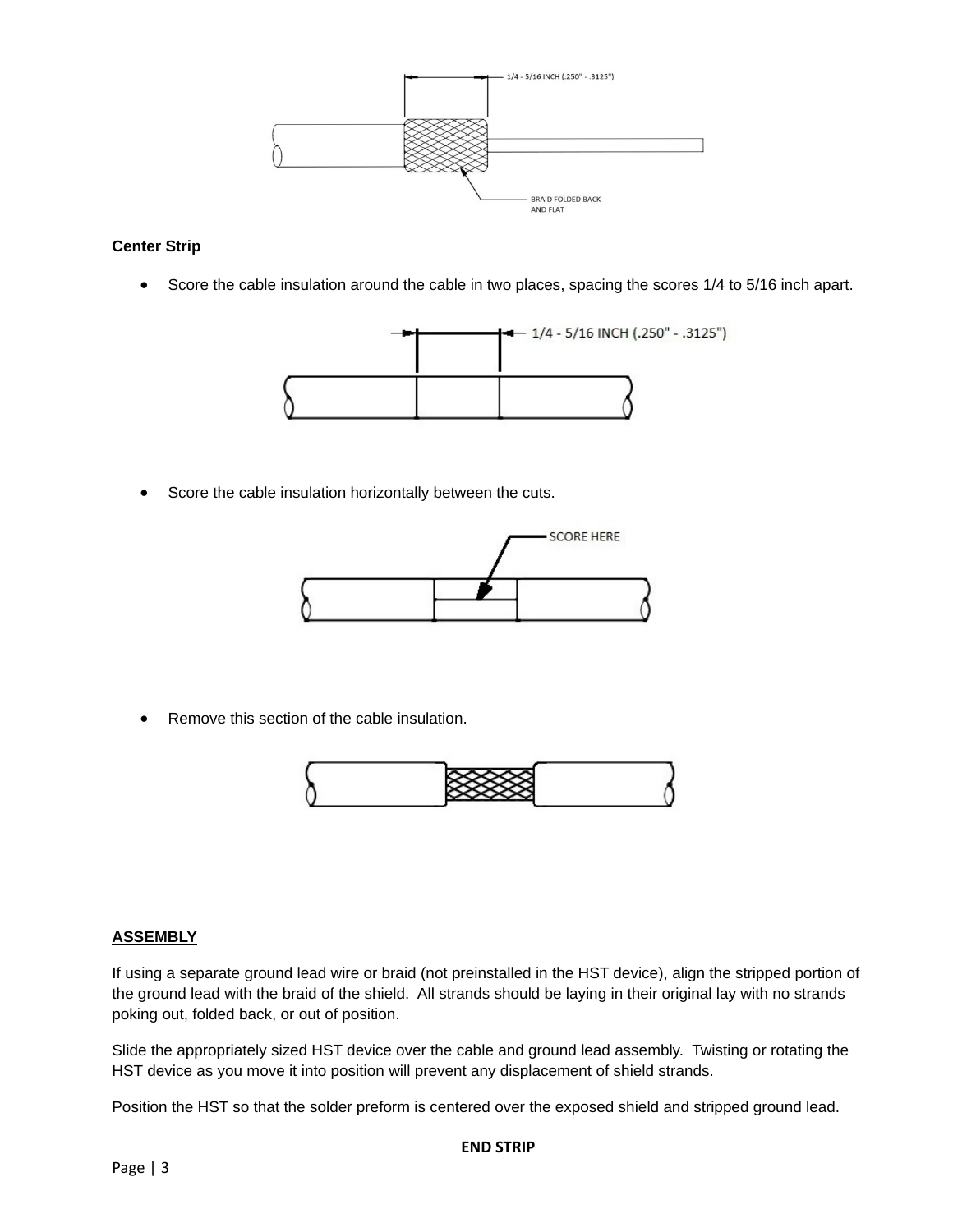**Center Strip**

- Score the cable insulation around the cable in two places, spacing the scores 1/4 to 5/16 inch apart.

- Score the cable insulation horizontally between the cuts.

- Remove this section of the cable insulation.

**ASSEMBLY**

If using a separate ground lead wire or braid (not preinstalled in the HST device), align the stripped portion of the ground lead with the braid of the shield. All strands should be laying in their original lay with no strands poking out, folded back, or out of position.

Slide the appropriately sized HST device over the cable and ground lead assembly. Twisting or rotating the HST device as you move it into position will prevent any displacement of shield strands.

Position the HST so that the solder preform is centered over the exposed shield and stripped ground lead.

**END STRIP**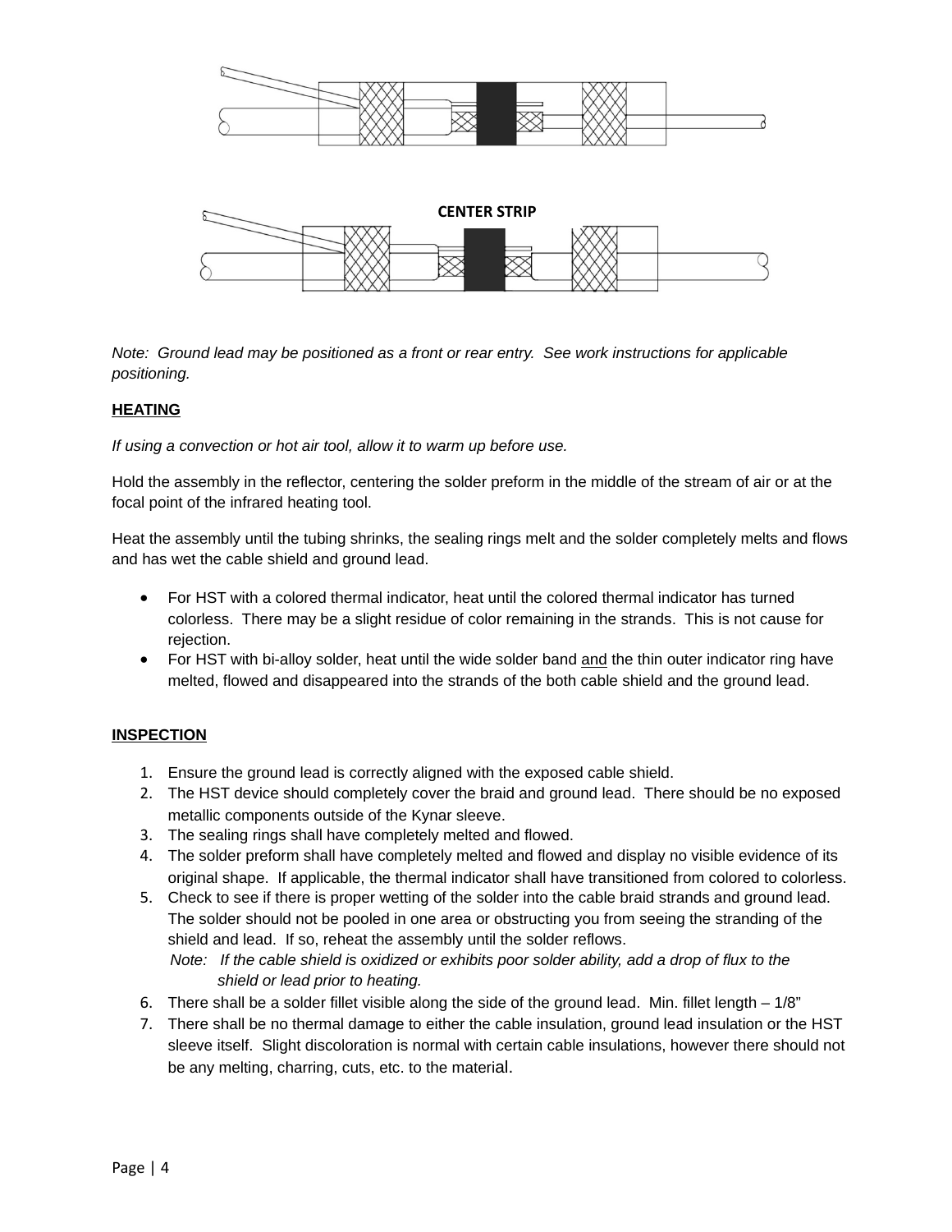CENTER STRIP

*Note: Ground lead may be positioned as a front or rear entry. See work instructions for applicable positioning.*

**HEATING**

*If using a convection or hot air tool, allow it to warm up before use.*

Hold the assembly in the reflector, centering the solder preform in the middle of the stream of air or at the focal point of the infrared heating tool.

Heat the assembly until the tubing shrinks, the sealing rings melt and the solder completely melts and flows and has wet the cable shield and ground lead.

- For HST with a colored thermal indicator, heat until the colored thermal indicator has turned colorless. There may be a slight residue of color remaining in the strands. This is not cause for rejection.
- For HST with bi-alloy solder, heat until the wide solder band and the thin outer indicator ring have melted, flowed and disappeared into the strands of the both cable shield and the ground lead.

**INSPECTION**

1. Ensure the ground lead is correctly aligned with the exposed cable shield.
2. The HST device should completely cover the braid and ground lead. There should be no exposed metallic components outside of the Kynar sleeve.
3. The sealing rings shall have completely melted and flowed.
4. The solder preform shall have completely melted and flowed and display no visible evidence of its original shape. If applicable, the thermal indicator shall have transitioned from colored to colorless.
5. Check to see if there is proper wetting of the solder into the cable braid strands and ground lead. The solder should not be pooled in one area or obstructing you from seeing the stranding of the shield and lead. If so, reheat the assembly until the solder reflows.
   *Note: If the cable shield is oxidized or exhibits poor solder ability, add a drop of flux to the shield or lead prior to heating.*
6. There shall be a solder fillet visible along the side of the ground lead. Min. fillet length – 1/8”
7. There shall be no thermal damage to either the cable insulation, ground lead insulation or the HST sleeve itself. Slight discoloration is normal with certain cable insulations, however there should not be any melting, charring, cuts, etc. to the material.